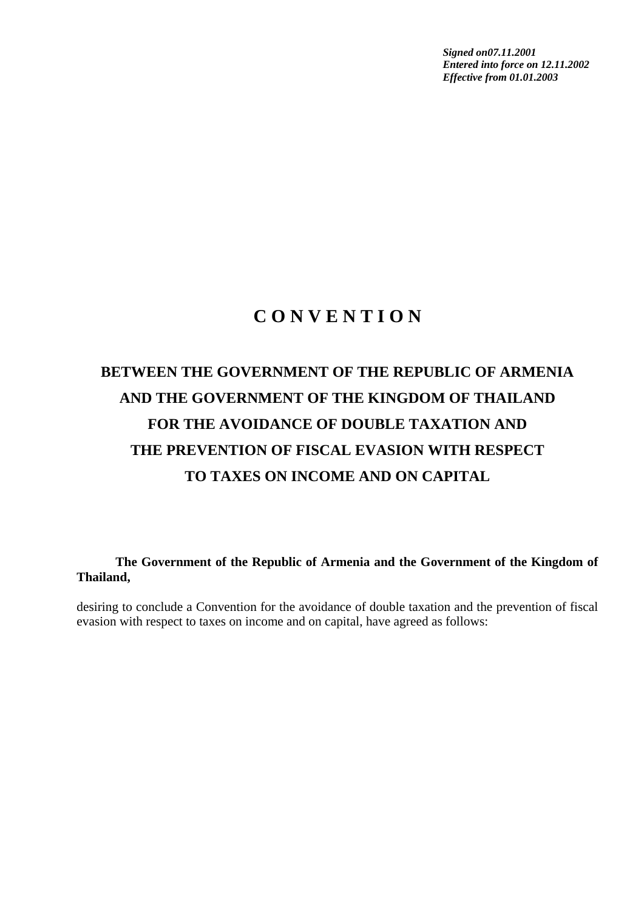***Signed on07.11.2001***
***Entered into force on 12.11.2002***
***Effective from 01.01.2003***

# C O N V E N T I O N

## BETWEEN THE GOVERNMENT OF THE REPUBLIC OF ARMENIA AND THE GOVERNMENT OF THE KINGDOM OF THAILAND FOR THE AVOIDANCE OF DOUBLE TAXATION AND THE PREVENTION OF FISCAL EVASION WITH RESPECT TO TAXES ON INCOME AND ON CAPITAL

**The Government of the Republic of Armenia and the Government of the Kingdom of Thailand,**

desiring to conclude a Convention for the avoidance of double taxation and the prevention of fiscal evasion with respect to taxes on income and on capital, have agreed as follows: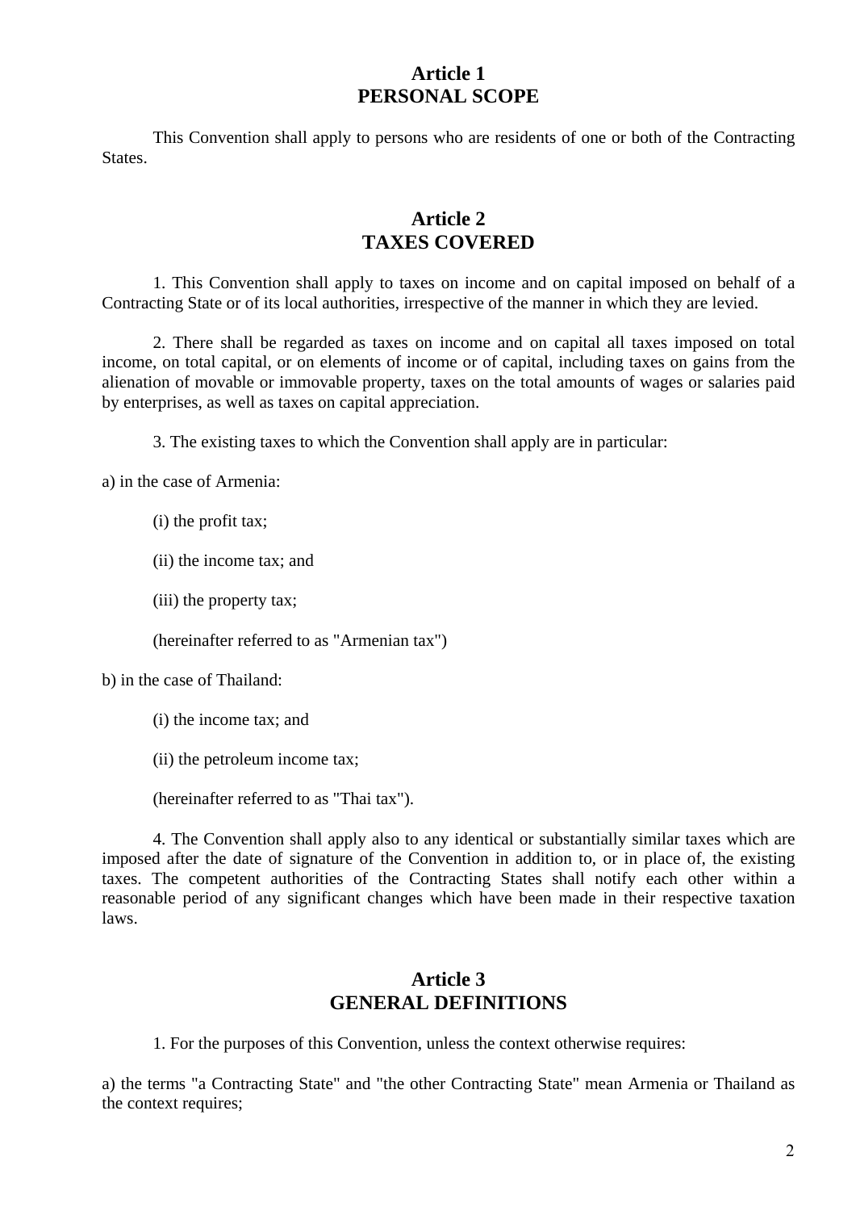## Article 1
## PERSONAL SCOPE

This Convention shall apply to persons who are residents of one or both of the Contracting States.

## Article 2
## TAXES COVERED

1. This Convention shall apply to taxes on income and on capital imposed on behalf of a Contracting State or of its local authorities, irrespective of the manner in which they are levied.

2. There shall be regarded as taxes on income and on capital all taxes imposed on total income, on total capital, or on elements of income or of capital, including taxes on gains from the alienation of movable or immovable property, taxes on the total amounts of wages or salaries paid by enterprises, as well as taxes on capital appreciation.

3. The existing taxes to which the Convention shall apply are in particular:

a) in the case of Armenia:

(i) the profit tax;

(ii) the income tax; and

(iii) the property tax;

(hereinafter referred to as "Armenian tax")

b) in the case of Thailand:

(i) the income tax; and

(ii) the petroleum income tax;

(hereinafter referred to as "Thai tax").

4. The Convention shall apply also to any identical or substantially similar taxes which are imposed after the date of signature of the Convention in addition to, or in place of, the existing taxes. The competent authorities of the Contracting States shall notify each other within a reasonable period of any significant changes which have been made in their respective taxation laws.

## Article 3
## GENERAL DEFINITIONS

1. For the purposes of this Convention, unless the context otherwise requires:

a) the terms "a Contracting State" and "the other Contracting State" mean Armenia or Thailand as the context requires;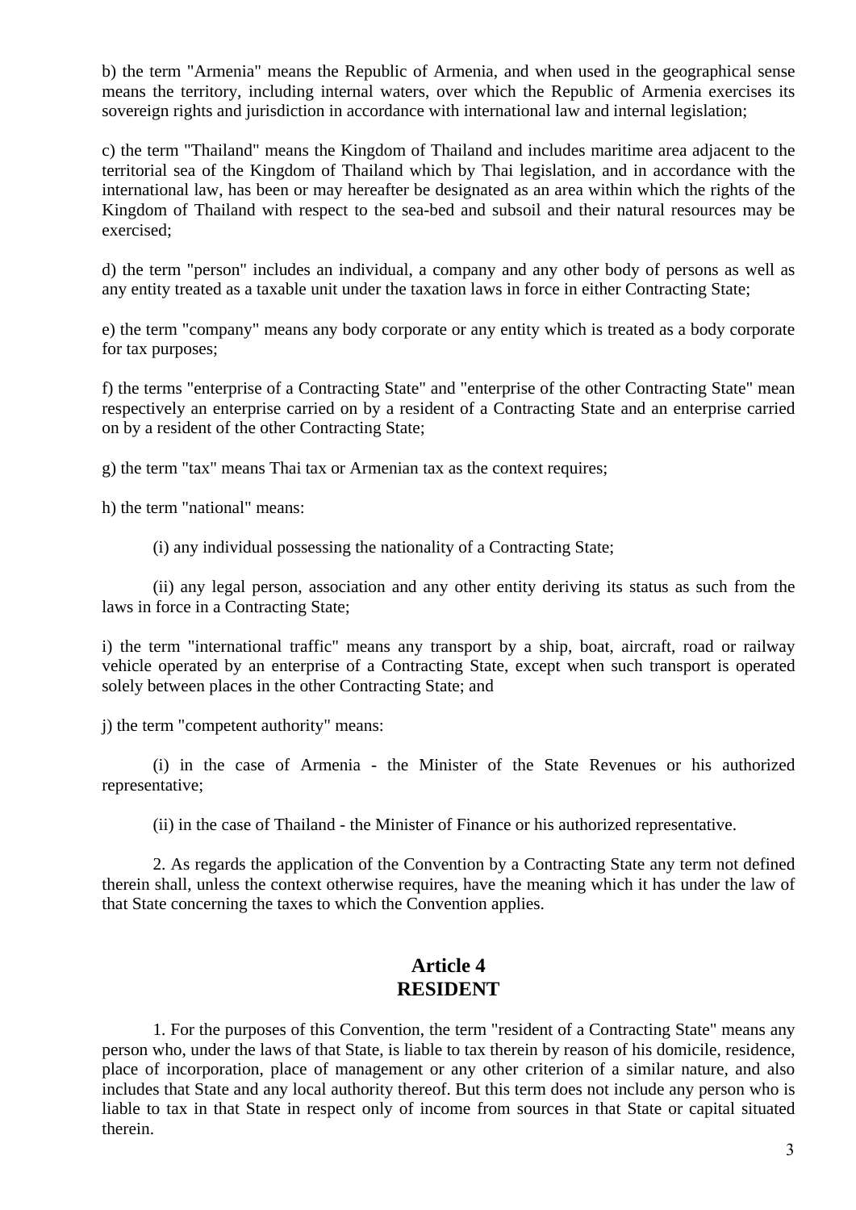b) the term "Armenia" means the Republic of Armenia, and when used in the geographical sense means the territory, including internal waters, over which the Republic of Armenia exercises its sovereign rights and jurisdiction in accordance with international law and internal legislation;

c) the term "Thailand" means the Kingdom of Thailand and includes maritime area adjacent to the territorial sea of the Kingdom of Thailand which by Thai legislation, and in accordance with the international law, has been or may hereafter be designated as an area within which the rights of the Kingdom of Thailand with respect to the sea-bed and subsoil and their natural resources may be exercised;

d) the term "person" includes an individual, a company and any other body of persons as well as any entity treated as a taxable unit under the taxation laws in force in either Contracting State;

e) the term "company" means any body corporate or any entity which is treated as a body corporate for tax purposes;

f) the terms "enterprise of a Contracting State" and "enterprise of the other Contracting State" mean respectively an enterprise carried on by a resident of a Contracting State and an enterprise carried on by a resident of the other Contracting State;

g) the term "tax" means Thai tax or Armenian tax as the context requires;

h) the term "national" means:

(i) any individual possessing the nationality of a Contracting State;

(ii) any legal person, association and any other entity deriving its status as such from the laws in force in a Contracting State;

i) the term "international traffic" means any transport by a ship, boat, aircraft, road or railway vehicle operated by an enterprise of a Contracting State, except when such transport is operated solely between places in the other Contracting State; and

j) the term "competent authority" means:

(i) in the case of Armenia - the Minister of the State Revenues or his authorized representative;

(ii) in the case of Thailand - the Minister of Finance or his authorized representative.

2. As regards the application of the Convention by a Contracting State any term not defined therein shall, unless the context otherwise requires, have the meaning which it has under the law of that State concerning the taxes to which the Convention applies.

## Article 4
## RESIDENT

1. For the purposes of this Convention, the term "resident of a Contracting State" means any person who, under the laws of that State, is liable to tax therein by reason of his domicile, residence, place of incorporation, place of management or any other criterion of a similar nature, and also includes that State and any local authority thereof. But this term does not include any person who is liable to tax in that State in respect only of income from sources in that State or capital situated therein.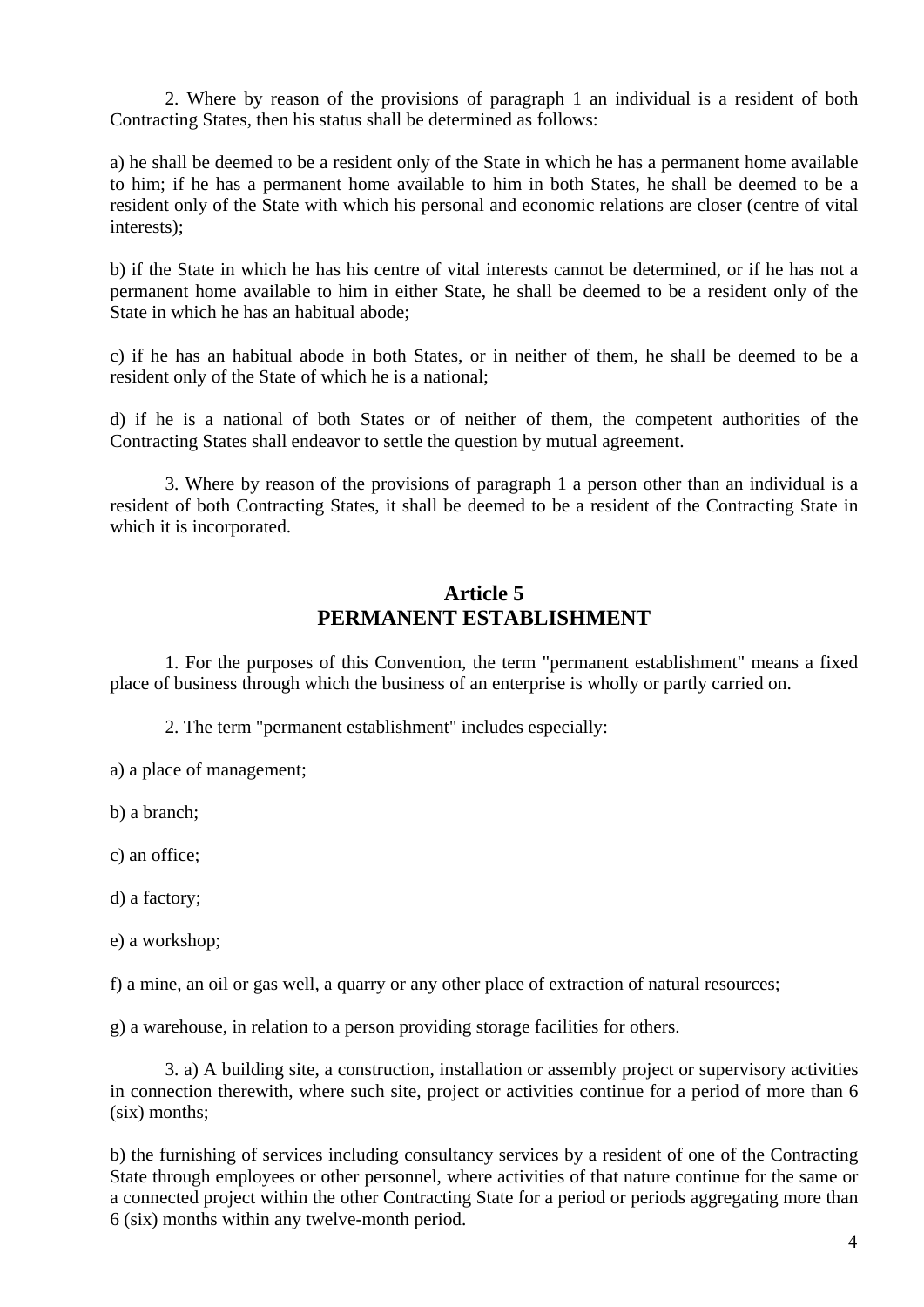2. Where by reason of the provisions of paragraph 1 an individual is a resident of both Contracting States, then his status shall be determined as follows:

a) he shall be deemed to be a resident only of the State in which he has a permanent home available to him; if he has a permanent home available to him in both States, he shall be deemed to be a resident only of the State with which his personal and economic relations are closer (centre of vital interests);

b) if the State in which he has his centre of vital interests cannot be determined, or if he has not a permanent home available to him in either State, he shall be deemed to be a resident only of the State in which he has an habitual abode;

c) if he has an habitual abode in both States, or in neither of them, he shall be deemed to be a resident only of the State of which he is a national;

d) if he is a national of both States or of neither of them, the competent authorities of the Contracting States shall endeavor to settle the question by mutual agreement.

3. Where by reason of the provisions of paragraph 1 a person other than an individual is a resident of both Contracting States, it shall be deemed to be a resident of the Contracting State in which it is incorporated.

## Article 5
## PERMANENT ESTABLISHMENT

1. For the purposes of this Convention, the term "permanent establishment" means a fixed place of business through which the business of an enterprise is wholly or partly carried on.

2. The term "permanent establishment" includes especially:

a) a place of management;

b) a branch;

c) an office;

d) a factory;

e) a workshop;

f) a mine, an oil or gas well, a quarry or any other place of extraction of natural resources;

g) a warehouse, in relation to a person providing storage facilities for others.

3. a) A building site, a construction, installation or assembly project or supervisory activities in connection therewith, where such site, project or activities continue for a period of more than 6 (six) months;

b) the furnishing of services including consultancy services by a resident of one of the Contracting State through employees or other personnel, where activities of that nature continue for the same or a connected project within the other Contracting State for a period or periods aggregating more than 6 (six) months within any twelve-month period.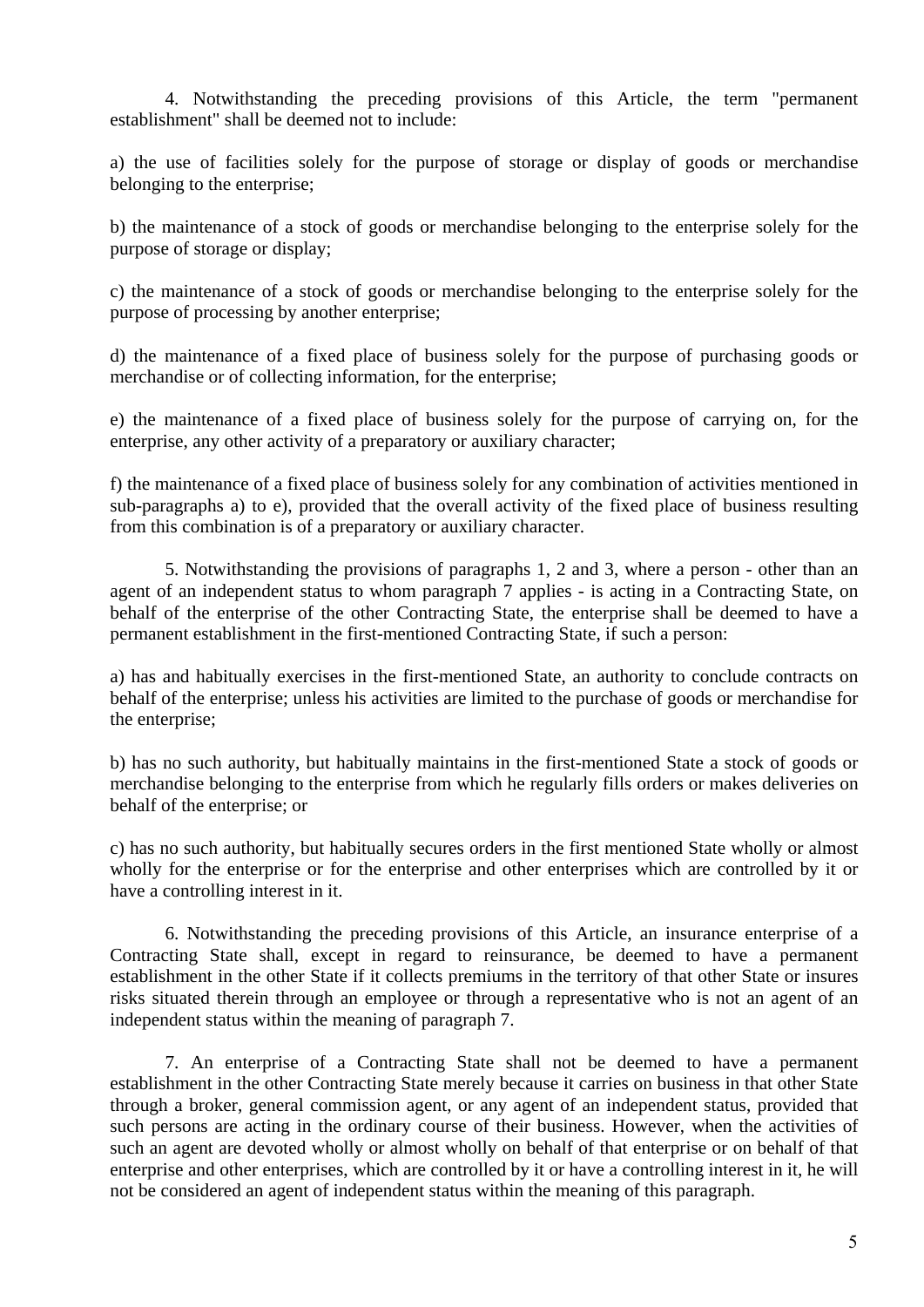4. Notwithstanding the preceding provisions of this Article, the term "permanent establishment" shall be deemed not to include:

a) the use of facilities solely for the purpose of storage or display of goods or merchandise belonging to the enterprise;

b) the maintenance of a stock of goods or merchandise belonging to the enterprise solely for the purpose of storage or display;

c) the maintenance of a stock of goods or merchandise belonging to the enterprise solely for the purpose of processing by another enterprise;

d) the maintenance of a fixed place of business solely for the purpose of purchasing goods or merchandise or of collecting information, for the enterprise;

e) the maintenance of a fixed place of business solely for the purpose of carrying on, for the enterprise, any other activity of a preparatory or auxiliary character;

f) the maintenance of a fixed place of business solely for any combination of activities mentioned in sub-paragraphs a) to e), provided that the overall activity of the fixed place of business resulting from this combination is of a preparatory or auxiliary character.

5. Notwithstanding the provisions of paragraphs 1, 2 and 3, where a person - other than an agent of an independent status to whom paragraph 7 applies - is acting in a Contracting State, on behalf of the enterprise of the other Contracting State, the enterprise shall be deemed to have a permanent establishment in the first-mentioned Contracting State, if such a person:

a) has and habitually exercises in the first-mentioned State, an authority to conclude contracts on behalf of the enterprise; unless his activities are limited to the purchase of goods or merchandise for the enterprise;

b) has no such authority, but habitually maintains in the first-mentioned State a stock of goods or merchandise belonging to the enterprise from which he regularly fills orders or makes deliveries on behalf of the enterprise; or

c) has no such authority, but habitually secures orders in the first mentioned State wholly or almost wholly for the enterprise or for the enterprise and other enterprises which are controlled by it or have a controlling interest in it.

6. Notwithstanding the preceding provisions of this Article, an insurance enterprise of a Contracting State shall, except in regard to reinsurance, be deemed to have a permanent establishment in the other State if it collects premiums in the territory of that other State or insures risks situated therein through an employee or through a representative who is not an agent of an independent status within the meaning of paragraph 7.

7. An enterprise of a Contracting State shall not be deemed to have a permanent establishment in the other Contracting State merely because it carries on business in that other State through a broker, general commission agent, or any agent of an independent status, provided that such persons are acting in the ordinary course of their business. However, when the activities of such an agent are devoted wholly or almost wholly on behalf of that enterprise or on behalf of that enterprise and other enterprises, which are controlled by it or have a controlling interest in it, he will not be considered an agent of independent status within the meaning of this paragraph.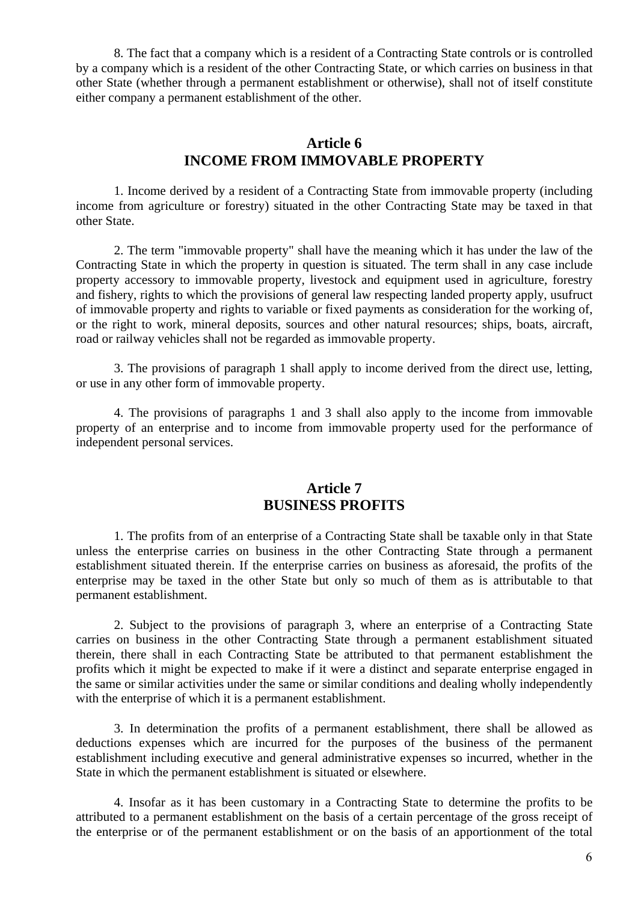8. The fact that a company which is a resident of a Contracting State controls or is controlled by a company which is a resident of the other Contracting State, or which carries on business in that other State (whether through a permanent establishment or otherwise), shall not of itself constitute either company a permanent establishment of the other.

## Article 6
## INCOME FROM IMMOVABLE PROPERTY

1. Income derived by a resident of a Contracting State from immovable property (including income from agriculture or forestry) situated in the other Contracting State may be taxed in that other State.

2. The term "immovable property" shall have the meaning which it has under the law of the Contracting State in which the property in question is situated. The term shall in any case include property accessory to immovable property, livestock and equipment used in agriculture, forestry and fishery, rights to which the provisions of general law respecting landed property apply, usufruct of immovable property and rights to variable or fixed payments as consideration for the working of, or the right to work, mineral deposits, sources and other natural resources; ships, boats, aircraft, road or railway vehicles shall not be regarded as immovable property.

3. The provisions of paragraph 1 shall apply to income derived from the direct use, letting, or use in any other form of immovable property.

4. The provisions of paragraphs 1 and 3 shall also apply to the income from immovable property of an enterprise and to income from immovable property used for the performance of independent personal services.

## Article 7
## BUSINESS PROFITS

1. The profits from of an enterprise of a Contracting State shall be taxable only in that State unless the enterprise carries on business in the other Contracting State through a permanent establishment situated therein. If the enterprise carries on business as aforesaid, the profits of the enterprise may be taxed in the other State but only so much of them as is attributable to that permanent establishment.

2. Subject to the provisions of paragraph 3, where an enterprise of a Contracting State carries on business in the other Contracting State through a permanent establishment situated therein, there shall in each Contracting State be attributed to that permanent establishment the profits which it might be expected to make if it were a distinct and separate enterprise engaged in the same or similar activities under the same or similar conditions and dealing wholly independently with the enterprise of which it is a permanent establishment.

3. In determination the profits of a permanent establishment, there shall be allowed as deductions expenses which are incurred for the purposes of the business of the permanent establishment including executive and general administrative expenses so incurred, whether in the State in which the permanent establishment is situated or elsewhere.

4. Insofar as it has been customary in a Contracting State to determine the profits to be attributed to a permanent establishment on the basis of a certain percentage of the gross receipt of the enterprise or of the permanent establishment or on the basis of an apportionment of the total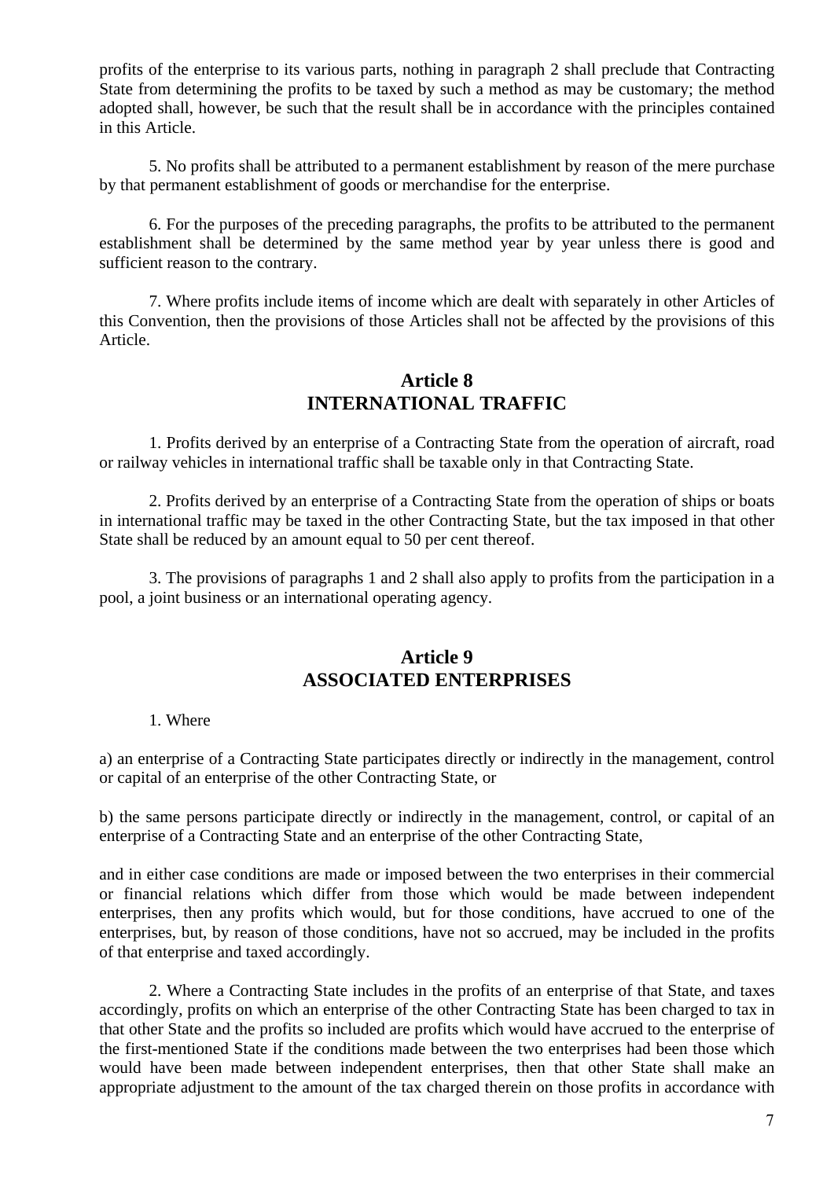profits of the enterprise to its various parts, nothing in paragraph 2 shall preclude that Contracting State from determining the profits to be taxed by such a method as may be customary; the method adopted shall, however, be such that the result shall be in accordance with the principles contained in this Article.

5. No profits shall be attributed to a permanent establishment by reason of the mere purchase by that permanent establishment of goods or merchandise for the enterprise.

6. For the purposes of the preceding paragraphs, the profits to be attributed to the permanent establishment shall be determined by the same method year by year unless there is good and sufficient reason to the contrary.

7. Where profits include items of income which are dealt with separately in other Articles of this Convention, then the provisions of those Articles shall not be affected by the provisions of this Article.

## Article 8
## INTERNATIONAL TRAFFIC

1. Profits derived by an enterprise of a Contracting State from the operation of aircraft, road or railway vehicles in international traffic shall be taxable only in that Contracting State.

2. Profits derived by an enterprise of a Contracting State from the operation of ships or boats in international traffic may be taxed in the other Contracting State, but the tax imposed in that other State shall be reduced by an amount equal to 50 per cent thereof.

3. The provisions of paragraphs 1 and 2 shall also apply to profits from the participation in a pool, a joint business or an international operating agency.

## Article 9
## ASSOCIATED ENTERPRISES

1. Where

a) an enterprise of a Contracting State participates directly or indirectly in the management, control or capital of an enterprise of the other Contracting State, or

b) the same persons participate directly or indirectly in the management, control, or capital of an enterprise of a Contracting State and an enterprise of the other Contracting State,

and in either case conditions are made or imposed between the two enterprises in their commercial or financial relations which differ from those which would be made between independent enterprises, then any profits which would, but for those conditions, have accrued to one of the enterprises, but, by reason of those conditions, have not so accrued, may be included in the profits of that enterprise and taxed accordingly.

2. Where a Contracting State includes in the profits of an enterprise of that State, and taxes accordingly, profits on which an enterprise of the other Contracting State has been charged to tax in that other State and the profits so included are profits which would have accrued to the enterprise of the first-mentioned State if the conditions made between the two enterprises had been those which would have been made between independent enterprises, then that other State shall make an appropriate adjustment to the amount of the tax charged therein on those profits in accordance with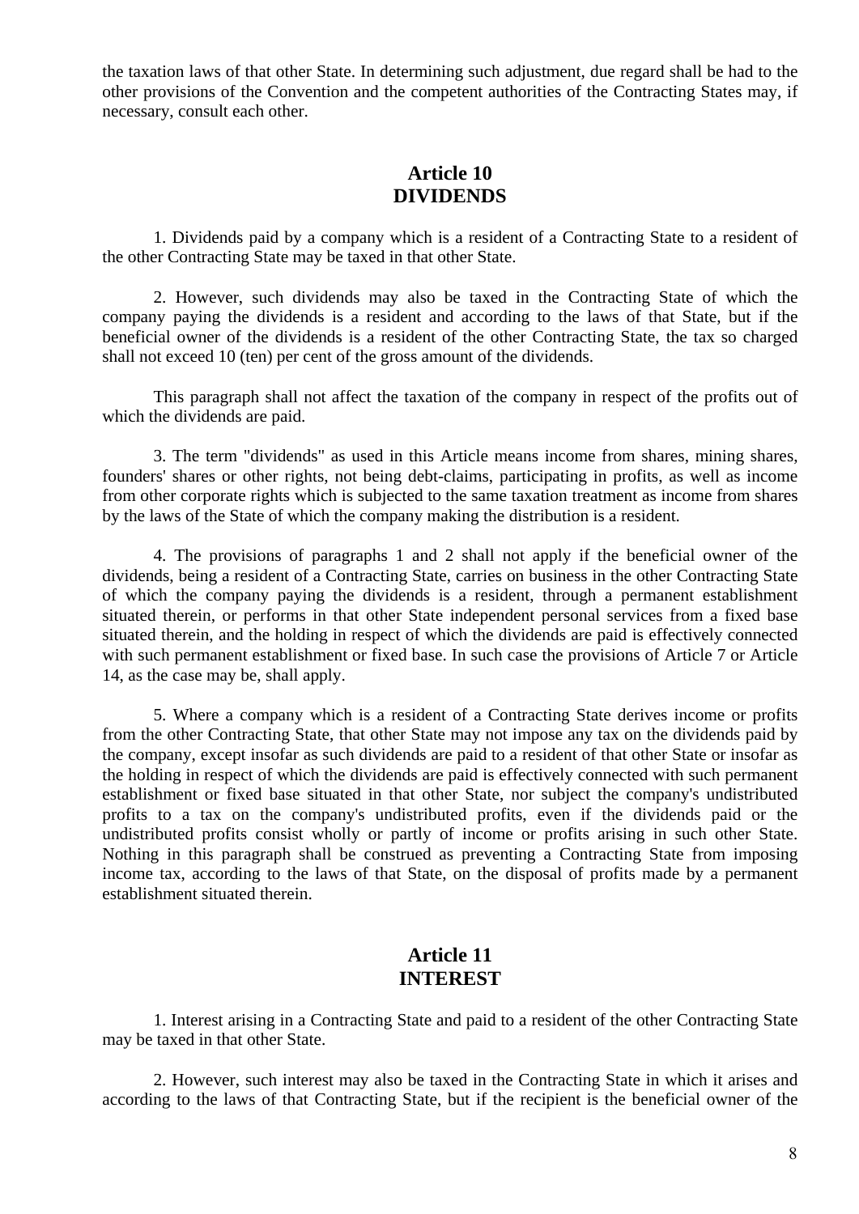the taxation laws of that other State. In determining such adjustment, due regard shall be had to the other provisions of the Convention and the competent authorities of the Contracting States may, if necessary, consult each other.

## Article 10
## DIVIDENDS

1. Dividends paid by a company which is a resident of a Contracting State to a resident of the other Contracting State may be taxed in that other State.

2. However, such dividends may also be taxed in the Contracting State of which the company paying the dividends is a resident and according to the laws of that State, but if the beneficial owner of the dividends is a resident of the other Contracting State, the tax so charged shall not exceed 10 (ten) per cent of the gross amount of the dividends.

This paragraph shall not affect the taxation of the company in respect of the profits out of which the dividends are paid.

3. The term "dividends" as used in this Article means income from shares, mining shares, founders' shares or other rights, not being debt-claims, participating in profits, as well as income from other corporate rights which is subjected to the same taxation treatment as income from shares by the laws of the State of which the company making the distribution is a resident.

4. The provisions of paragraphs 1 and 2 shall not apply if the beneficial owner of the dividends, being a resident of a Contracting State, carries on business in the other Contracting State of which the company paying the dividends is a resident, through a permanent establishment situated therein, or performs in that other State independent personal services from a fixed base situated therein, and the holding in respect of which the dividends are paid is effectively connected with such permanent establishment or fixed base. In such case the provisions of Article 7 or Article 14, as the case may be, shall apply.

5. Where a company which is a resident of a Contracting State derives income or profits from the other Contracting State, that other State may not impose any tax on the dividends paid by the company, except insofar as such dividends are paid to a resident of that other State or insofar as the holding in respect of which the dividends are paid is effectively connected with such permanent establishment or fixed base situated in that other State, nor subject the company's undistributed profits to a tax on the company's undistributed profits, even if the dividends paid or the undistributed profits consist wholly or partly of income or profits arising in such other State. Nothing in this paragraph shall be construed as preventing a Contracting State from imposing income tax, according to the laws of that State, on the disposal of profits made by a permanent establishment situated therein.

## Article 11
## INTEREST

1. Interest arising in a Contracting State and paid to a resident of the other Contracting State may be taxed in that other State.

2. However, such interest may also be taxed in the Contracting State in which it arises and according to the laws of that Contracting State, but if the recipient is the beneficial owner of the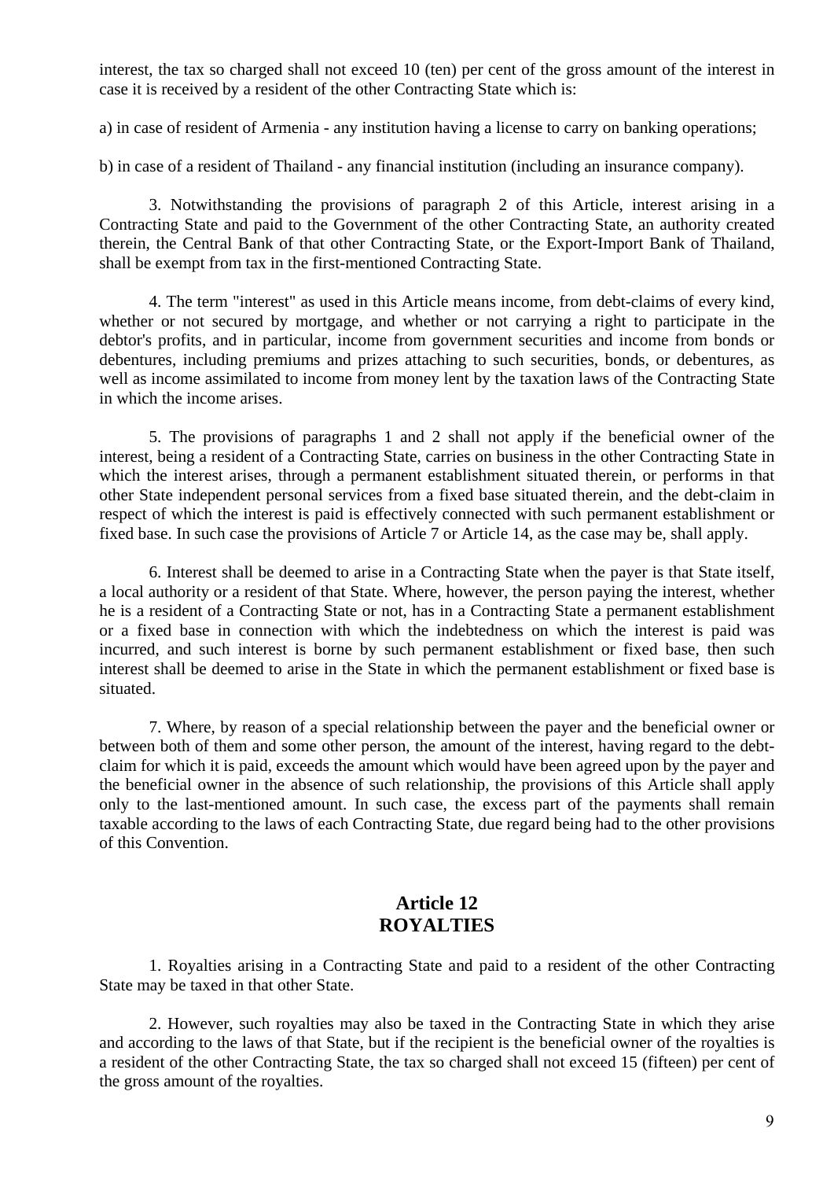interest, the tax so charged shall not exceed 10 (ten) per cent of the gross amount of the interest in case it is received by a resident of the other Contracting State which is:

a) in case of resident of Armenia - any institution having a license to carry on banking operations;

b) in case of a resident of Thailand - any financial institution (including an insurance company).

3. Notwithstanding the provisions of paragraph 2 of this Article, interest arising in a Contracting State and paid to the Government of the other Contracting State, an authority created therein, the Central Bank of that other Contracting State, or the Export-Import Bank of Thailand, shall be exempt from tax in the first-mentioned Contracting State.

4. The term "interest" as used in this Article means income, from debt-claims of every kind, whether or not secured by mortgage, and whether or not carrying a right to participate in the debtor's profits, and in particular, income from government securities and income from bonds or debentures, including premiums and prizes attaching to such securities, bonds, or debentures, as well as income assimilated to income from money lent by the taxation laws of the Contracting State in which the income arises.

5. The provisions of paragraphs 1 and 2 shall not apply if the beneficial owner of the interest, being a resident of a Contracting State, carries on business in the other Contracting State in which the interest arises, through a permanent establishment situated therein, or performs in that other State independent personal services from a fixed base situated therein, and the debt-claim in respect of which the interest is paid is effectively connected with such permanent establishment or fixed base. In such case the provisions of Article 7 or Article 14, as the case may be, shall apply.

6. Interest shall be deemed to arise in a Contracting State when the payer is that State itself, a local authority or a resident of that State. Where, however, the person paying the interest, whether he is a resident of a Contracting State or not, has in a Contracting State a permanent establishment or a fixed base in connection with which the indebtedness on which the interest is paid was incurred, and such interest is borne by such permanent establishment or fixed base, then such interest shall be deemed to arise in the State in which the permanent establishment or fixed base is situated.

7. Where, by reason of a special relationship between the payer and the beneficial owner or between both of them and some other person, the amount of the interest, having regard to the debt-claim for which it is paid, exceeds the amount which would have been agreed upon by the payer and the beneficial owner in the absence of such relationship, the provisions of this Article shall apply only to the last-mentioned amount. In such case, the excess part of the payments shall remain taxable according to the laws of each Contracting State, due regard being had to the other provisions of this Convention.

## Article 12
## ROYALTIES

1. Royalties arising in a Contracting State and paid to a resident of the other Contracting State may be taxed in that other State.

2. However, such royalties may also be taxed in the Contracting State in which they arise and according to the laws of that State, but if the recipient is the beneficial owner of the royalties is a resident of the other Contracting State, the tax so charged shall not exceed 15 (fifteen) per cent of the gross amount of the royalties.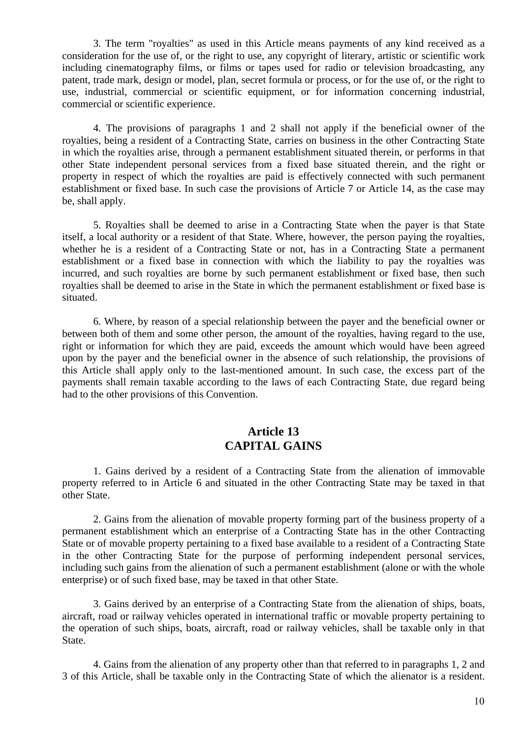3. The term "royalties" as used in this Article means payments of any kind received as a consideration for the use of, or the right to use, any copyright of literary, artistic or scientific work including cinematography films, or films or tapes used for radio or television broadcasting, any patent, trade mark, design or model, plan, secret formula or process, or for the use of, or the right to use, industrial, commercial or scientific equipment, or for information concerning industrial, commercial or scientific experience.

4. The provisions of paragraphs 1 and 2 shall not apply if the beneficial owner of the royalties, being a resident of a Contracting State, carries on business in the other Contracting State in which the royalties arise, through a permanent establishment situated therein, or performs in that other State independent personal services from a fixed base situated therein, and the right or property in respect of which the royalties are paid is effectively connected with such permanent establishment or fixed base. In such case the provisions of Article 7 or Article 14, as the case may be, shall apply.

5. Royalties shall be deemed to arise in a Contracting State when the payer is that State itself, a local authority or a resident of that State. Where, however, the person paying the royalties, whether he is a resident of a Contracting State or not, has in a Contracting State a permanent establishment or a fixed base in connection with which the liability to pay the royalties was incurred, and such royalties are borne by such permanent establishment or fixed base, then such royalties shall be deemed to arise in the State in which the permanent establishment or fixed base is situated.

6. Where, by reason of a special relationship between the payer and the beneficial owner or between both of them and some other person, the amount of the royalties, having regard to the use, right or information for which they are paid, exceeds the amount which would have been agreed upon by the payer and the beneficial owner in the absence of such relationship, the provisions of this Article shall apply only to the last-mentioned amount. In such case, the excess part of the payments shall remain taxable according to the laws of each Contracting State, due regard being had to the other provisions of this Convention.

## Article 13
## CAPITAL GAINS

1. Gains derived by a resident of a Contracting State from the alienation of immovable property referred to in Article 6 and situated in the other Contracting State may be taxed in that other State.

2. Gains from the alienation of movable property forming part of the business property of a permanent establishment which an enterprise of a Contracting State has in the other Contracting State or of movable property pertaining to a fixed base available to a resident of a Contracting State in the other Contracting State for the purpose of performing independent personal services, including such gains from the alienation of such a permanent establishment (alone or with the whole enterprise) or of such fixed base, may be taxed in that other State.

3. Gains derived by an enterprise of a Contracting State from the alienation of ships, boats, aircraft, road or railway vehicles operated in international traffic or movable property pertaining to the operation of such ships, boats, aircraft, road or railway vehicles, shall be taxable only in that State.

4. Gains from the alienation of any property other than that referred to in paragraphs 1, 2 and 3 of this Article, shall be taxable only in the Contracting State of which the alienator is a resident.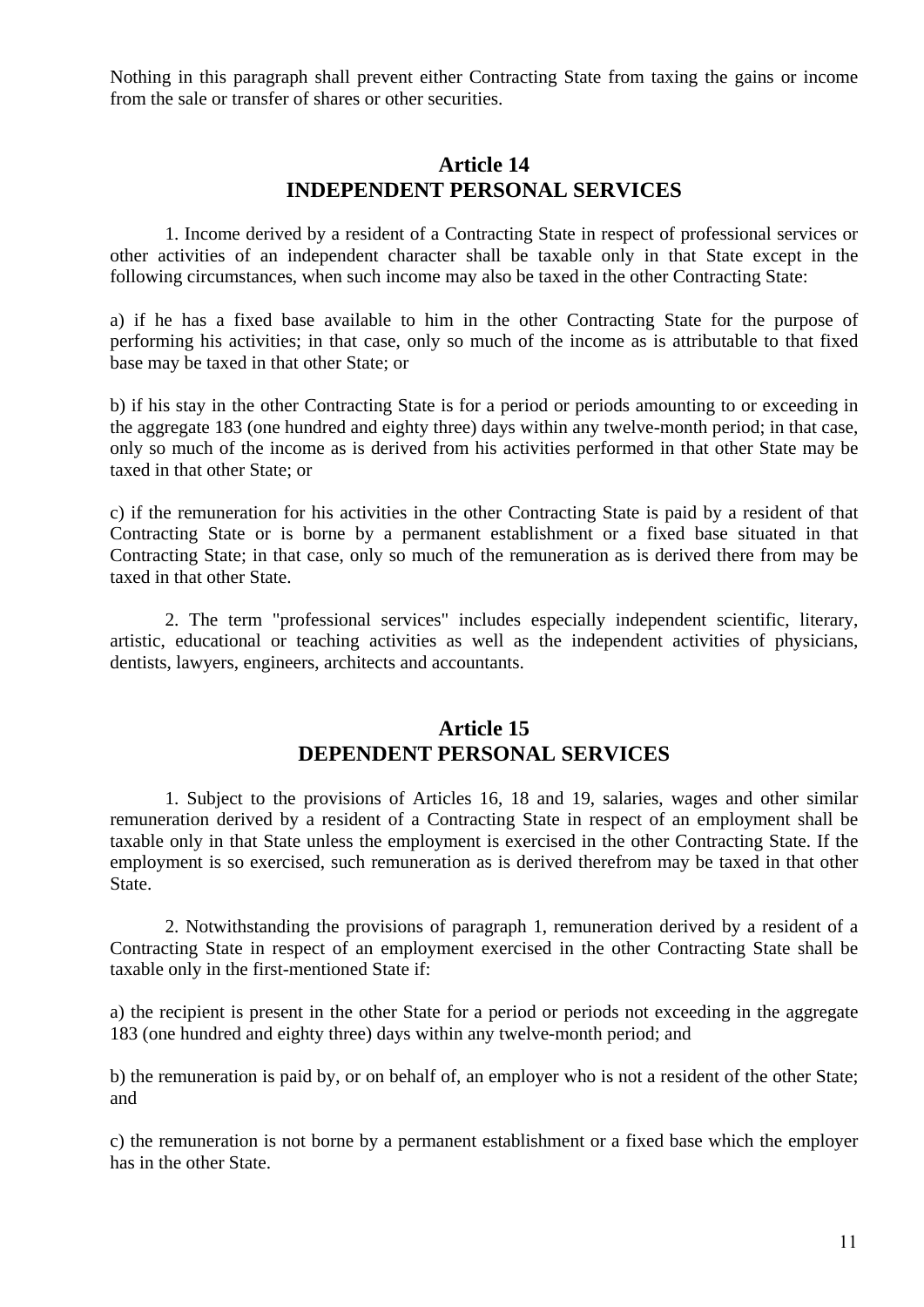Nothing in this paragraph shall prevent either Contracting State from taxing the gains or income from the sale or transfer of shares or other securities.

## Article 14
## INDEPENDENT PERSONAL SERVICES

1. Income derived by a resident of a Contracting State in respect of professional services or other activities of an independent character shall be taxable only in that State except in the following circumstances, when such income may also be taxed in the other Contracting State:

a) if he has a fixed base available to him in the other Contracting State for the purpose of performing his activities; in that case, only so much of the income as is attributable to that fixed base may be taxed in that other State; or

b) if his stay in the other Contracting State is for a period or periods amounting to or exceeding in the aggregate 183 (one hundred and eighty three) days within any twelve-month period; in that case, only so much of the income as is derived from his activities performed in that other State may be taxed in that other State; or

c) if the remuneration for his activities in the other Contracting State is paid by a resident of that Contracting State or is borne by a permanent establishment or a fixed base situated in that Contracting State; in that case, only so much of the remuneration as is derived there from may be taxed in that other State.

2. The term "professional services" includes especially independent scientific, literary, artistic, educational or teaching activities as well as the independent activities of physicians, dentists, lawyers, engineers, architects and accountants.

## Article 15
## DEPENDENT PERSONAL SERVICES

1. Subject to the provisions of Articles 16, 18 and 19, salaries, wages and other similar remuneration derived by a resident of a Contracting State in respect of an employment shall be taxable only in that State unless the employment is exercised in the other Contracting State. If the employment is so exercised, such remuneration as is derived therefrom may be taxed in that other State.

2. Notwithstanding the provisions of paragraph 1, remuneration derived by a resident of a Contracting State in respect of an employment exercised in the other Contracting State shall be taxable only in the first-mentioned State if:

a) the recipient is present in the other State for a period or periods not exceeding in the aggregate 183 (one hundred and eighty three) days within any twelve-month period; and

b) the remuneration is paid by, or on behalf of, an employer who is not a resident of the other State; and

c) the remuneration is not borne by a permanent establishment or a fixed base which the employer has in the other State.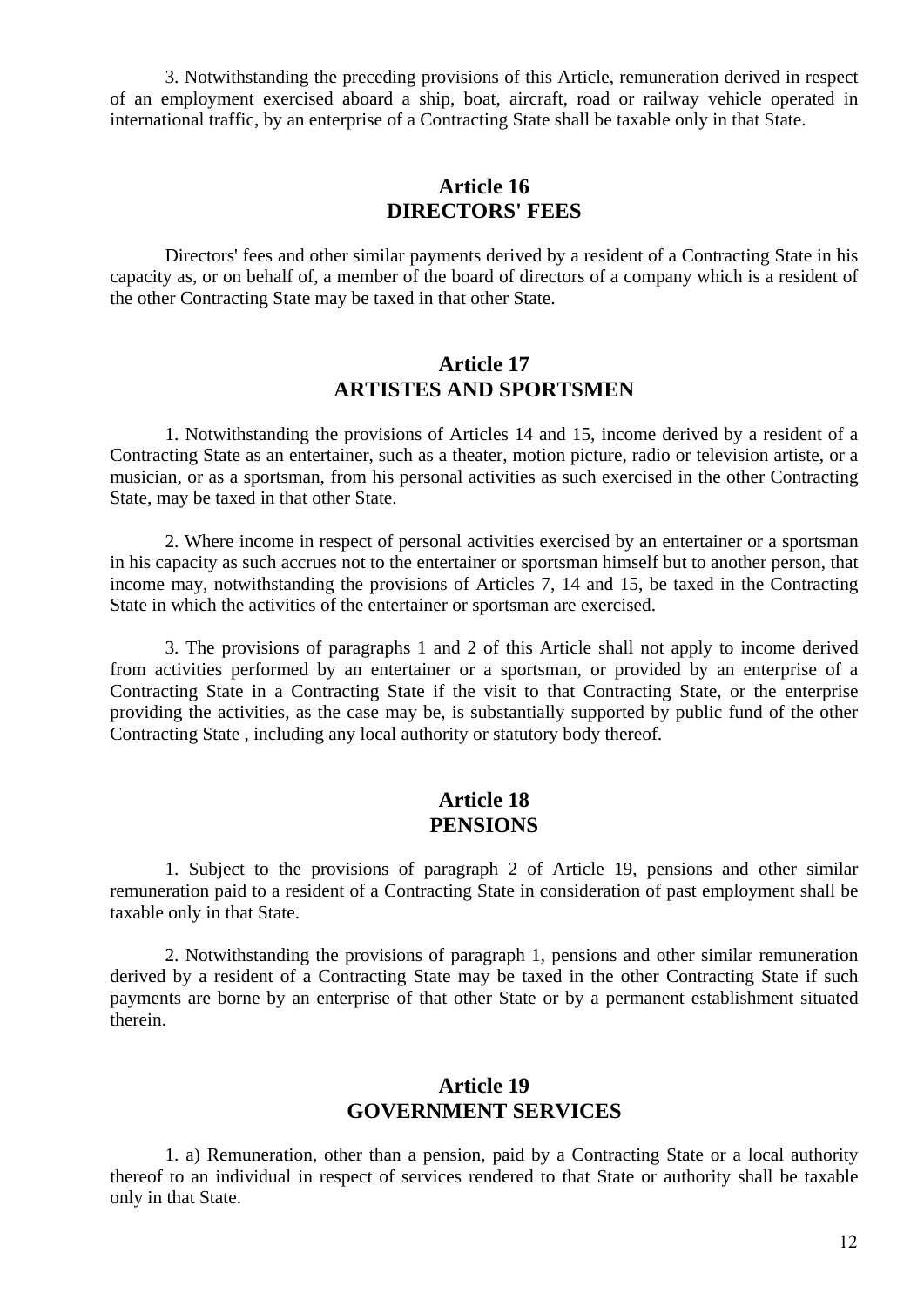3. Notwithstanding the preceding provisions of this Article, remuneration derived in respect of an employment exercised aboard a ship, boat, aircraft, road or railway vehicle operated in international traffic, by an enterprise of a Contracting State shall be taxable only in that State.

## Article 16
## DIRECTORS' FEES

Directors' fees and other similar payments derived by a resident of a Contracting State in his capacity as, or on behalf of, a member of the board of directors of a company which is a resident of the other Contracting State may be taxed in that other State.

## Article 17
## ARTISTES AND SPORTSMEN

1. Notwithstanding the provisions of Articles 14 and 15, income derived by a resident of a Contracting State as an entertainer, such as a theater, motion picture, radio or television artiste, or a musician, or as a sportsman, from his personal activities as such exercised in the other Contracting State, may be taxed in that other State.

2. Where income in respect of personal activities exercised by an entertainer or a sportsman in his capacity as such accrues not to the entertainer or sportsman himself but to another person, that income may, notwithstanding the provisions of Articles 7, 14 and 15, be taxed in the Contracting State in which the activities of the entertainer or sportsman are exercised.

3. The provisions of paragraphs 1 and 2 of this Article shall not apply to income derived from activities performed by an entertainer or a sportsman, or provided by an enterprise of a Contracting State in a Contracting State if the visit to that Contracting State, or the enterprise providing the activities, as the case may be, is substantially supported by public fund of the other Contracting State , including any local authority or statutory body thereof.

## Article 18
## PENSIONS

1. Subject to the provisions of paragraph 2 of Article 19, pensions and other similar remuneration paid to a resident of a Contracting State in consideration of past employment shall be taxable only in that State.

2. Notwithstanding the provisions of paragraph 1, pensions and other similar remuneration derived by a resident of a Contracting State may be taxed in the other Contracting State if such payments are borne by an enterprise of that other State or by a permanent establishment situated therein.

## Article 19
## GOVERNMENT SERVICES

1. a) Remuneration, other than a pension, paid by a Contracting State or a local authority thereof to an individual in respect of services rendered to that State or authority shall be taxable only in that State.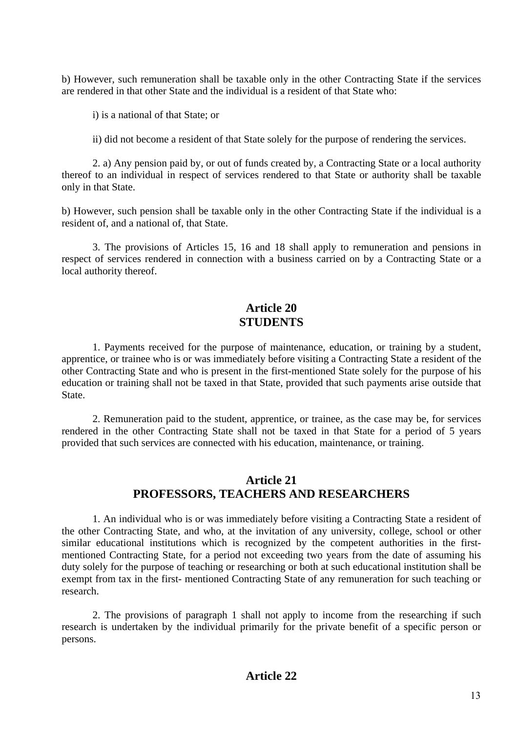b) However, such remuneration shall be taxable only in the other Contracting State if the services are rendered in that other State and the individual is a resident of that State who:

i) is a national of that State; or

ii) did not become a resident of that State solely for the purpose of rendering the services.

2. a) Any pension paid by, or out of funds created by, a Contracting State or a local authority thereof to an individual in respect of services rendered to that State or authority shall be taxable only in that State.

b) However, such pension shall be taxable only in the other Contracting State if the individual is a resident of, and a national of, that State.

3. The provisions of Articles 15, 16 and 18 shall apply to remuneration and pensions in respect of services rendered in connection with a business carried on by a Contracting State or a local authority thereof.

## Article 20
## STUDENTS

1. Payments received for the purpose of maintenance, education, or training by a student, apprentice, or trainee who is or was immediately before visiting a Contracting State a resident of the other Contracting State and who is present in the first-mentioned State solely for the purpose of his education or training shall not be taxed in that State, provided that such payments arise outside that State.

2. Remuneration paid to the student, apprentice, or trainee, as the case may be, for services rendered in the other Contracting State shall not be taxed in that State for a period of 5 years provided that such services are connected with his education, maintenance, or training.

## Article 21
## PROFESSORS, TEACHERS AND RESEARCHERS

1. An individual who is or was immediately before visiting a Contracting State a resident of the other Contracting State, and who, at the invitation of any university, college, school or other similar educational institutions which is recognized by the competent authorities in the first-mentioned Contracting State, for a period not exceeding two years from the date of assuming his duty solely for the purpose of teaching or researching or both at such educational institution shall be exempt from tax in the first- mentioned Contracting State of any remuneration for such teaching or research.

2. The provisions of paragraph 1 shall not apply to income from the researching if such research is undertaken by the individual primarily for the private benefit of a specific person or persons.

## Article 22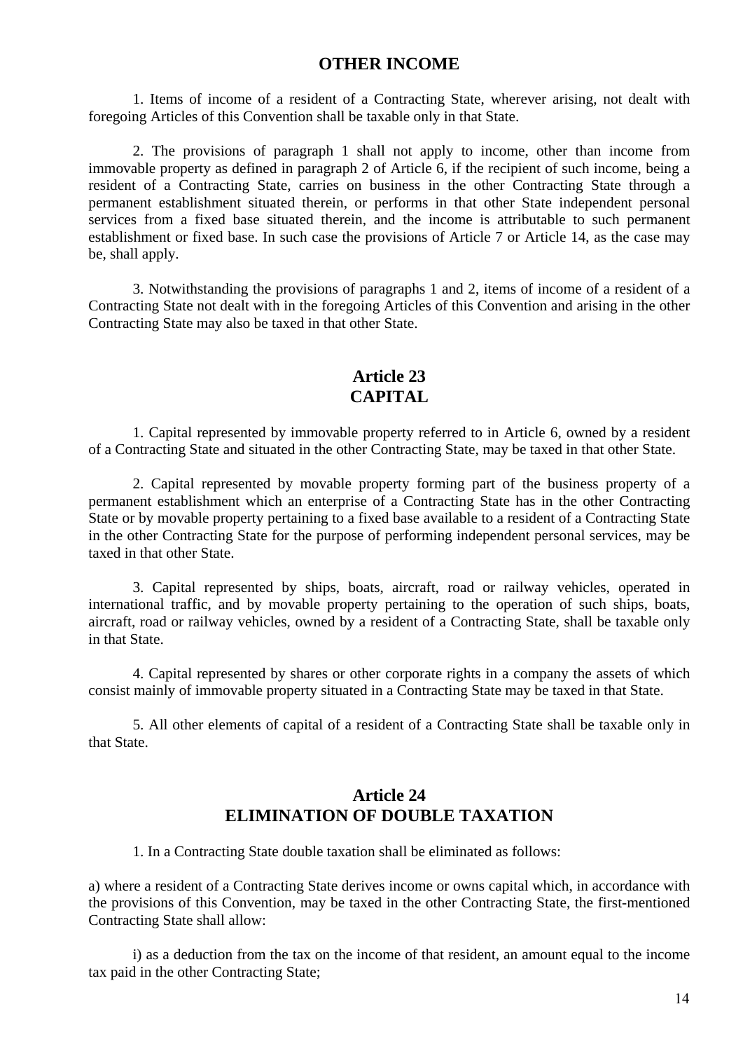## OTHER INCOME

1. Items of income of a resident of a Contracting State, wherever arising, not dealt with foregoing Articles of this Convention shall be taxable only in that State.

2. The provisions of paragraph 1 shall not apply to income, other than income from immovable property as defined in paragraph 2 of Article 6, if the recipient of such income, being a resident of a Contracting State, carries on business in the other Contracting State through a permanent establishment situated therein, or performs in that other State independent personal services from a fixed base situated therein, and the income is attributable to such permanent establishment or fixed base. In such case the provisions of Article 7 or Article 14, as the case may be, shall apply.

3. Notwithstanding the provisions of paragraphs 1 and 2, items of income of a resident of a Contracting State not dealt with in the foregoing Articles of this Convention and arising in the other Contracting State may also be taxed in that other State.

## Article 23
## CAPITAL

1. Capital represented by immovable property referred to in Article 6, owned by a resident of a Contracting State and situated in the other Contracting State, may be taxed in that other State.

2. Capital represented by movable property forming part of the business property of a permanent establishment which an enterprise of a Contracting State has in the other Contracting State or by movable property pertaining to a fixed base available to a resident of a Contracting State in the other Contracting State for the purpose of performing independent personal services, may be taxed in that other State.

3. Capital represented by ships, boats, aircraft, road or railway vehicles, operated in international traffic, and by movable property pertaining to the operation of such ships, boats, aircraft, road or railway vehicles, owned by a resident of a Contracting State, shall be taxable only in that State.

4. Capital represented by shares or other corporate rights in a company the assets of which consist mainly of immovable property situated in a Contracting State may be taxed in that State.

5. All other elements of capital of a resident of a Contracting State shall be taxable only in that State.

## Article 24
## ELIMINATION OF DOUBLE TAXATION

1. In a Contracting State double taxation shall be eliminated as follows:

a) where a resident of a Contracting State derives income or owns capital which, in accordance with the provisions of this Convention, may be taxed in the other Contracting State, the first-mentioned Contracting State shall allow:

i) as a deduction from the tax on the income of that resident, an amount equal to the income tax paid in the other Contracting State;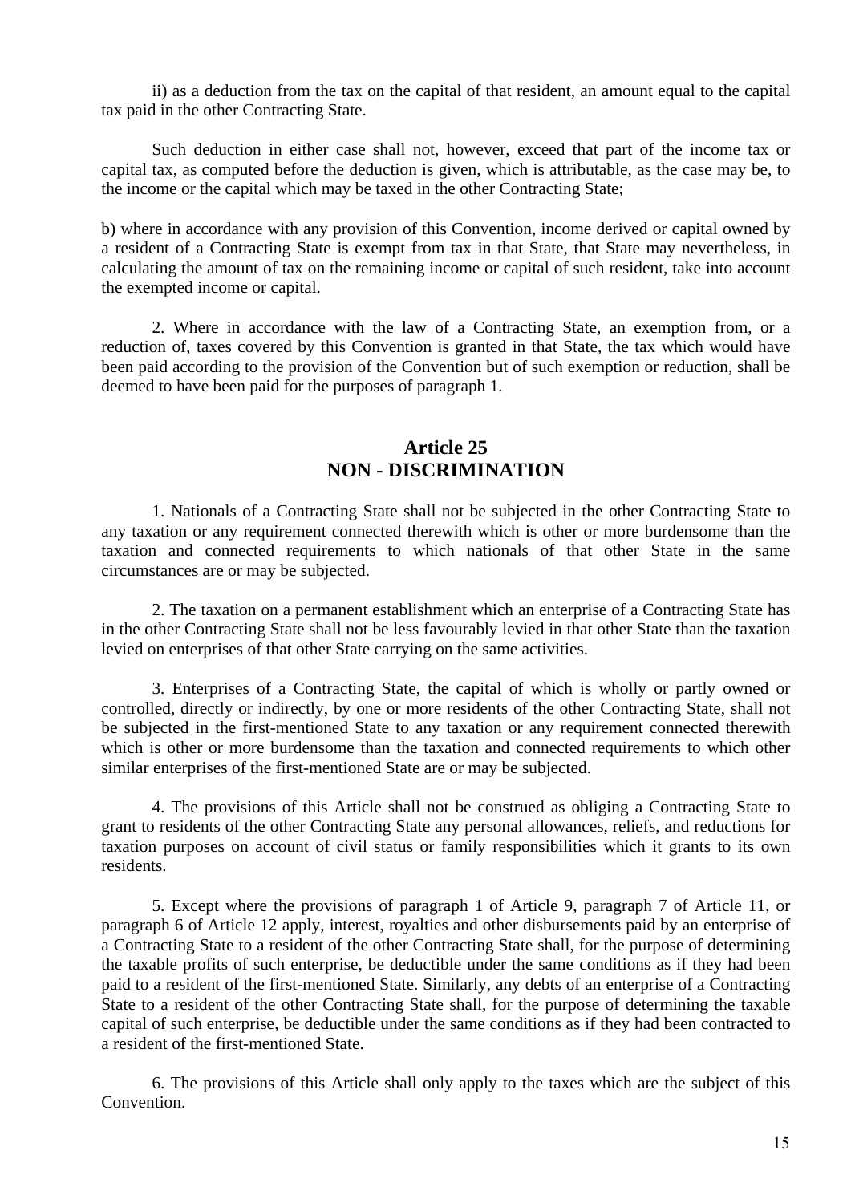ii) as a deduction from the tax on the capital of that resident, an amount equal to the capital tax paid in the other Contracting State.

Such deduction in either case shall not, however, exceed that part of the income tax or capital tax, as computed before the deduction is given, which is attributable, as the case may be, to the income or the capital which may be taxed in the other Contracting State;

b) where in accordance with any provision of this Convention, income derived or capital owned by a resident of a Contracting State is exempt from tax in that State, that State may nevertheless, in calculating the amount of tax on the remaining income or capital of such resident, take into account the exempted income or capital.

2. Where in accordance with the law of a Contracting State, an exemption from, or a reduction of, taxes covered by this Convention is granted in that State, the tax which would have been paid according to the provision of the Convention but of such exemption or reduction, shall be deemed to have been paid for the purposes of paragraph 1.

## Article 25
## NON - DISCRIMINATION

1. Nationals of a Contracting State shall not be subjected in the other Contracting State to any taxation or any requirement connected therewith which is other or more burdensome than the taxation and connected requirements to which nationals of that other State in the same circumstances are or may be subjected.

2. The taxation on a permanent establishment which an enterprise of a Contracting State has in the other Contracting State shall not be less favourably levied in that other State than the taxation levied on enterprises of that other State carrying on the same activities.

3. Enterprises of a Contracting State, the capital of which is wholly or partly owned or controlled, directly or indirectly, by one or more residents of the other Contracting State, shall not be subjected in the first-mentioned State to any taxation or any requirement connected therewith which is other or more burdensome than the taxation and connected requirements to which other similar enterprises of the first-mentioned State are or may be subjected.

4. The provisions of this Article shall not be construed as obliging a Contracting State to grant to residents of the other Contracting State any personal allowances, reliefs, and reductions for taxation purposes on account of civil status or family responsibilities which it grants to its own residents.

5. Except where the provisions of paragraph 1 of Article 9, paragraph 7 of Article 11, or paragraph 6 of Article 12 apply, interest, royalties and other disbursements paid by an enterprise of a Contracting State to a resident of the other Contracting State shall, for the purpose of determining the taxable profits of such enterprise, be deductible under the same conditions as if they had been paid to a resident of the first-mentioned State. Similarly, any debts of an enterprise of a Contracting State to a resident of the other Contracting State shall, for the purpose of determining the taxable capital of such enterprise, be deductible under the same conditions as if they had been contracted to a resident of the first-mentioned State.

6. The provisions of this Article shall only apply to the taxes which are the subject of this Convention.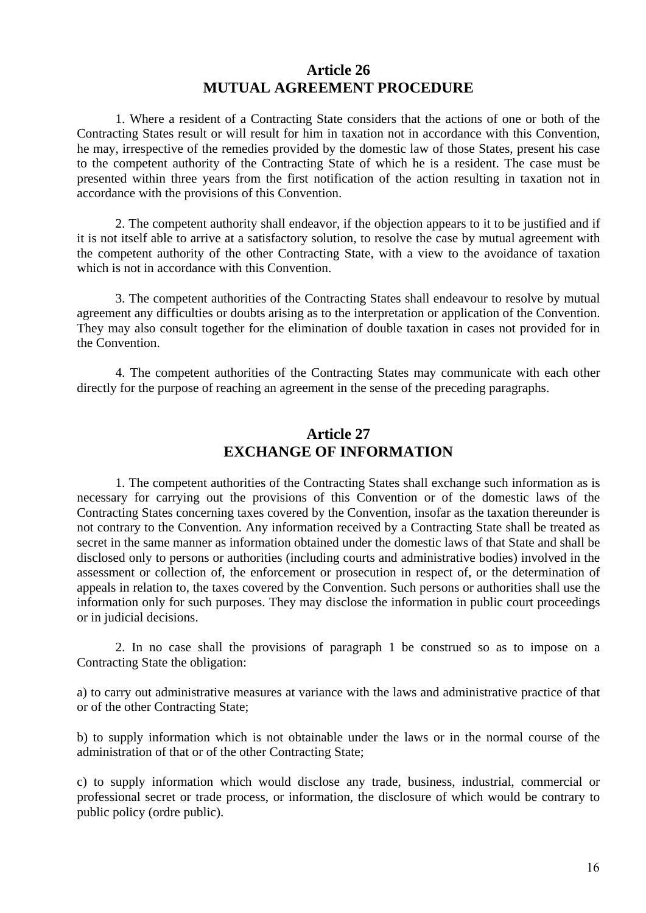## Article 26
## MUTUAL AGREEMENT PROCEDURE

1. Where a resident of a Contracting State considers that the actions of one or both of the Contracting States result or will result for him in taxation not in accordance with this Convention, he may, irrespective of the remedies provided by the domestic law of those States, present his case to the competent authority of the Contracting State of which he is a resident. The case must be presented within three years from the first notification of the action resulting in taxation not in accordance with the provisions of this Convention.

2. The competent authority shall endeavor, if the objection appears to it to be justified and if it is not itself able to arrive at a satisfactory solution, to resolve the case by mutual agreement with the competent authority of the other Contracting State, with a view to the avoidance of taxation which is not in accordance with this Convention.

3. The competent authorities of the Contracting States shall endeavour to resolve by mutual agreement any difficulties or doubts arising as to the interpretation or application of the Convention. They may also consult together for the elimination of double taxation in cases not provided for in the Convention.

4. The competent authorities of the Contracting States may communicate with each other directly for the purpose of reaching an agreement in the sense of the preceding paragraphs.

## Article 27
## EXCHANGE OF INFORMATION

1. The competent authorities of the Contracting States shall exchange such information as is necessary for carrying out the provisions of this Convention or of the domestic laws of the Contracting States concerning taxes covered by the Convention, insofar as the taxation thereunder is not contrary to the Convention. Any information received by a Contracting State shall be treated as secret in the same manner as information obtained under the domestic laws of that State and shall be disclosed only to persons or authorities (including courts and administrative bodies) involved in the assessment or collection of, the enforcement or prosecution in respect of, or the determination of appeals in relation to, the taxes covered by the Convention. Such persons or authorities shall use the information only for such purposes. They may disclose the information in public court proceedings or in judicial decisions.

2. In no case shall the provisions of paragraph 1 be construed so as to impose on a Contracting State the obligation:

a) to carry out administrative measures at variance with the laws and administrative practice of that or of the other Contracting State;

b) to supply information which is not obtainable under the laws or in the normal course of the administration of that or of the other Contracting State;

c) to supply information which would disclose any trade, business, industrial, commercial or professional secret or trade process, or information, the disclosure of which would be contrary to public policy (ordre public).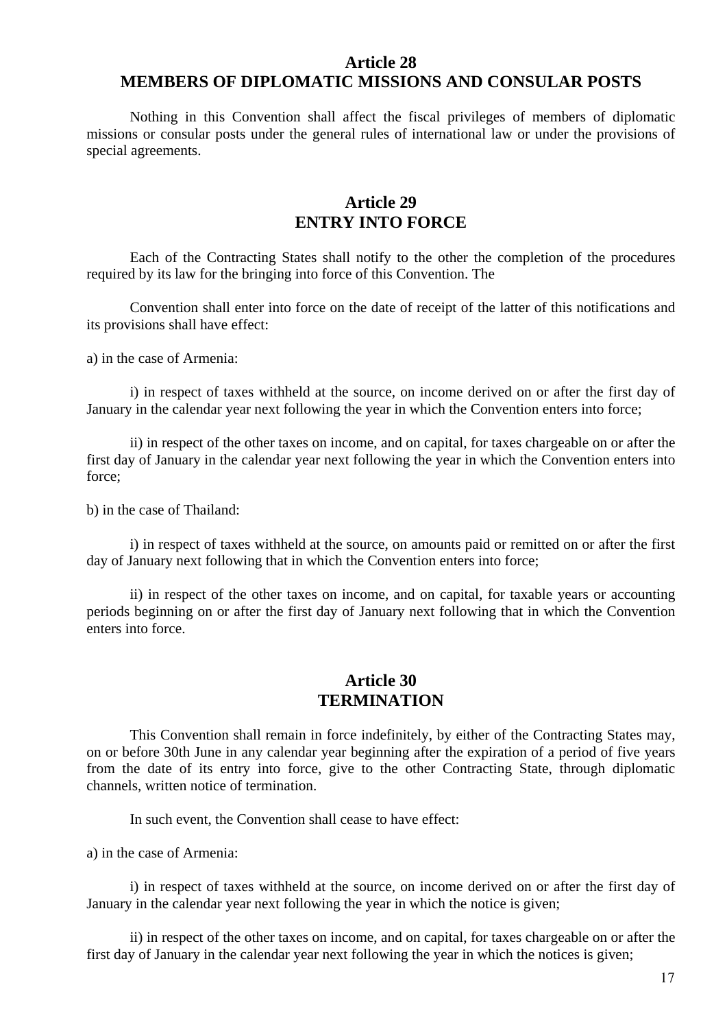## Article 28
## MEMBERS OF DIPLOMATIC MISSIONS AND CONSULAR POSTS

Nothing in this Convention shall affect the fiscal privileges of members of diplomatic missions or consular posts under the general rules of international law or under the provisions of special agreements.

## Article 29
## ENTRY INTO FORCE

Each of the Contracting States shall notify to the other the completion of the procedures required by its law for the bringing into force of this Convention. The

Convention shall enter into force on the date of receipt of the latter of this notifications and its provisions shall have effect:

a) in the case of Armenia:

i) in respect of taxes withheld at the source, on income derived on or after the first day of January in the calendar year next following the year in which the Convention enters into force;

ii) in respect of the other taxes on income, and on capital, for taxes chargeable on or after the first day of January in the calendar year next following the year in which the Convention enters into force;

b) in the case of Thailand:

i) in respect of taxes withheld at the source, on amounts paid or remitted on or after the first day of January next following that in which the Convention enters into force;

ii) in respect of the other taxes on income, and on capital, for taxable years or accounting periods beginning on or after the first day of January next following that in which the Convention enters into force.

## Article 30
## TERMINATION

This Convention shall remain in force indefinitely, by either of the Contracting States may, on or before 30th June in any calendar year beginning after the expiration of a period of five years from the date of its entry into force, give to the other Contracting State, through diplomatic channels, written notice of termination.

In such event, the Convention shall cease to have effect:

a) in the case of Armenia:

i) in respect of taxes withheld at the source, on income derived on or after the first day of January in the calendar year next following the year in which the notice is given;

ii) in respect of the other taxes on income, and on capital, for taxes chargeable on or after the first day of January in the calendar year next following the year in which the notices is given;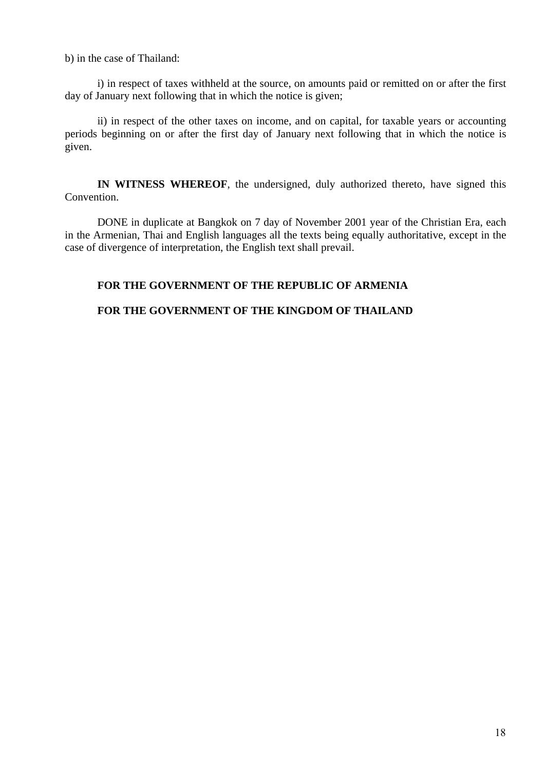b) in the case of Thailand:

i) in respect of taxes withheld at the source, on amounts paid or remitted on or after the first day of January next following that in which the notice is given;

ii) in respect of the other taxes on income, and on capital, for taxable years or accounting periods beginning on or after the first day of January next following that in which the notice is given.

**IN WITNESS WHEREOF**, the undersigned, duly authorized thereto, have signed this Convention.

DONE in duplicate at Bangkok on 7 day of November 2001 year of the Christian Era, each in the Armenian, Thai and English languages all the texts being equally authoritative, except in the case of divergence of interpretation, the English text shall prevail.

**FOR THE GOVERNMENT OF THE REPUBLIC OF ARMENIA**

**FOR THE GOVERNMENT OF THE KINGDOM OF THAILAND**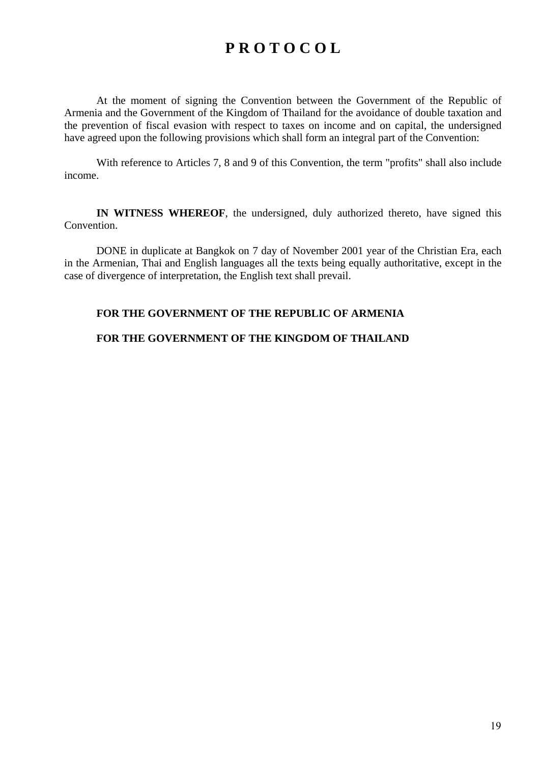# P R O T O C O L

At the moment of signing the Convention between the Government of the Republic of Armenia and the Government of the Kingdom of Thailand for the avoidance of double taxation and the prevention of fiscal evasion with respect to taxes on income and on capital, the undersigned have agreed upon the following provisions which shall form an integral part of the Convention:

With reference to Articles 7, 8 and 9 of this Convention, the term "profits" shall also include income.

**IN WITNESS WHEREOF**, the undersigned, duly authorized thereto, have signed this Convention.

DONE in duplicate at Bangkok on 7 day of November 2001 year of the Christian Era, each in the Armenian, Thai and English languages all the texts being equally authoritative, except in the case of divergence of interpretation, the English text shall prevail.

**FOR THE GOVERNMENT OF THE REPUBLIC OF ARMENIA**

**FOR THE GOVERNMENT OF THE KINGDOM OF THAILAND**